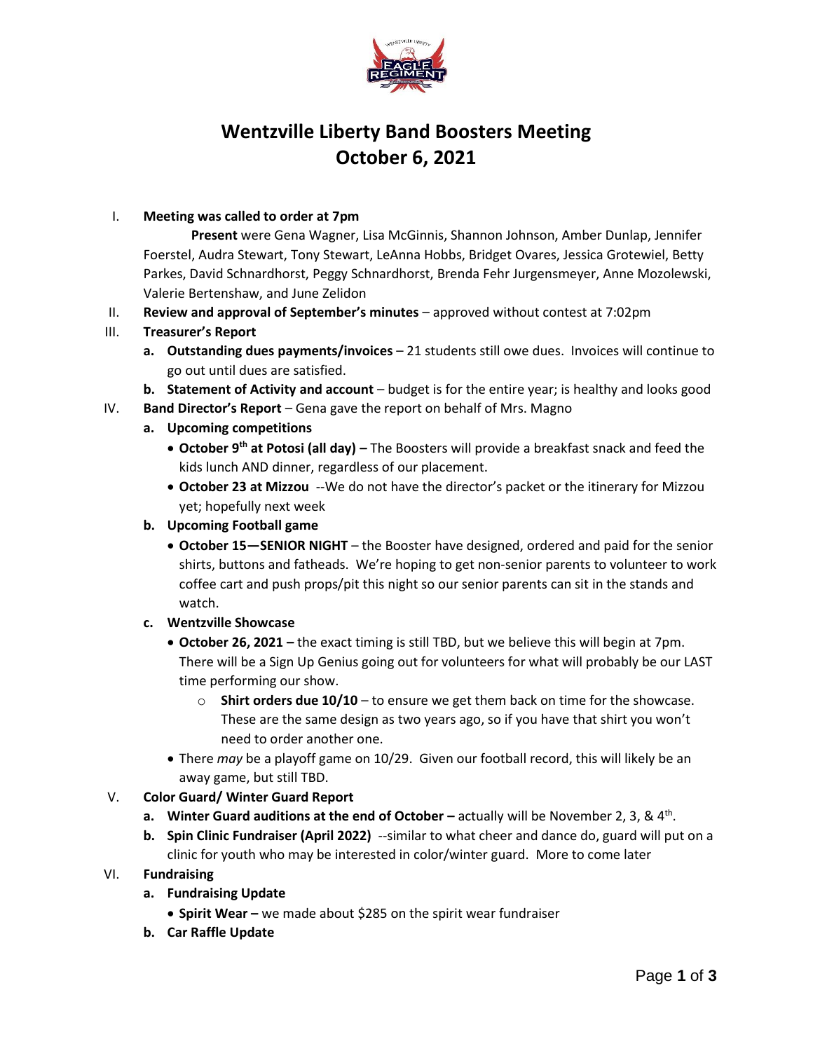# Wentzville Liberty Band Boosters Meeting
# October 6, 2021

I. **Meeting was called to order at 7pm**

**Present** were Gena Wagner, Lisa McGinnis, Shannon Johnson, Amber Dunlap, Jennifer Foerstel, Audra Stewart, Tony Stewart, LeAnna Hobbs, Bridget Ovares, Jessica Grotewiel, Betty Parkes, David Schnardhorst, Peggy Schnardhorst, Brenda Fehr Jurgensmeyer, Anne Mozolewski, Valerie Bertenshaw, and June Zelidon

II. **Review and approval of September's minutes** – approved without contest at 7:02pm

III. **Treasurer's Report**

   a. **Outstanding dues payments/invoices** – 21 students still owe dues. Invoices will continue to go out until dues are satisfied.

   b. **Statement of Activity and account** – budget is for the entire year; is healthy and looks good

IV. **Band Director's Report** – Gena gave the report on behalf of Mrs. Magno

   a. **Upcoming competitions**

   - **October 9th at Potosi (all day) –** The Boosters will provide a breakfast snack and feed the kids lunch AND dinner, regardless of our placement.
   - **October 23 at Mizzou** --We do not have the director's packet or the itinerary for Mizzou yet; hopefully next week

   b. **Upcoming Football game**

   - **October 15—SENIOR NIGHT** – the Booster have designed, ordered and paid for the senior shirts, buttons and fatheads. We're hoping to get non-senior parents to volunteer to work coffee cart and push props/pit this night so our senior parents can sit in the stands and watch.

   c. **Wentzville Showcase**

   - **October 26, 2021 –** the exact timing is still TBD, but we believe this will begin at 7pm. There will be a Sign Up Genius going out for volunteers for what will probably be our LAST time performing our show.
     - **Shirt orders due 10/10** – to ensure we get them back on time for the showcase. These are the same design as two years ago, so if you have that shirt you won't need to order another one.
   - There *may* be a playoff game on 10/29. Given our football record, this will likely be an away game, but still TBD.

V. **Color Guard/ Winter Guard Report**

   a. **Winter Guard auditions at the end of October –** actually will be November 2, 3, & 4th.

   b. **Spin Clinic Fundraiser (April 2022)** --similar to what cheer and dance do, guard will put on a clinic for youth who may be interested in color/winter guard. More to come later

VI. **Fundraising**

   a. **Fundraising Update**

   - **Spirit Wear –** we made about $285 on the spirit wear fundraiser

   b. **Car Raffle Update**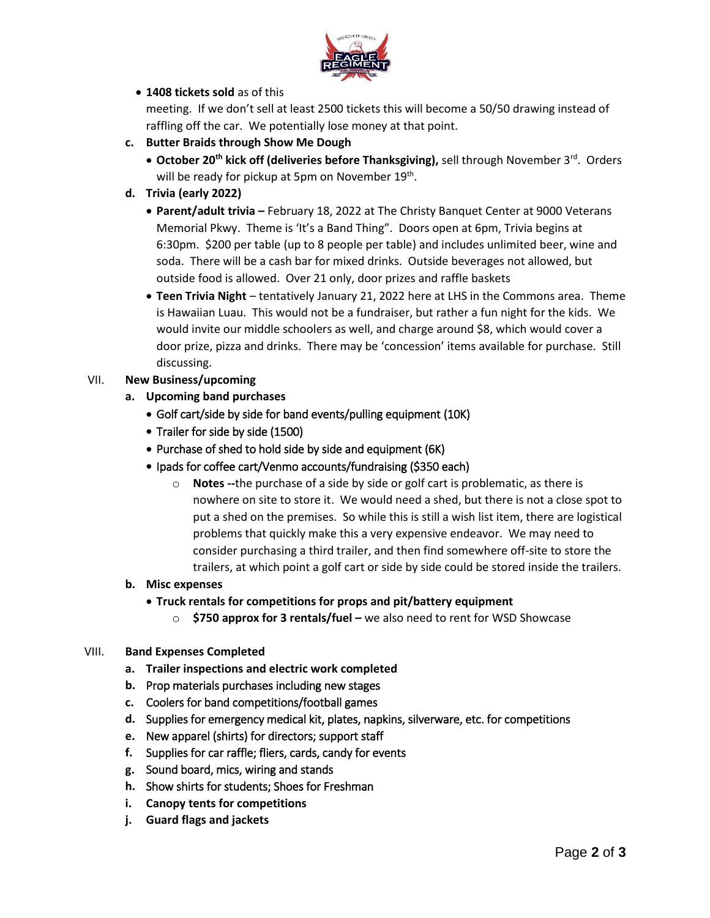- **1408 tickets sold** as of this meeting. If we don't sell at least 2500 tickets this will become a 50/50 drawing instead of raffling off the car. We potentially lose money at that point.

**c. Butter Braids through Show Me Dough**

- **October 20th kick off (deliveries before Thanksgiving),** sell through November 3rd. Orders will be ready for pickup at 5pm on November 19th.

**d. Trivia (early 2022)**

- **Parent/adult trivia –** February 18, 2022 at The Christy Banquet Center at 9000 Veterans Memorial Pkwy. Theme is 'It's a Band Thing". Doors open at 6pm, Trivia begins at 6:30pm. $200 per table (up to 8 people per table) and includes unlimited beer, wine and soda. There will be a cash bar for mixed drinks. Outside beverages not allowed, but outside food is allowed. Over 21 only, door prizes and raffle baskets
- **Teen Trivia Night** – tentatively January 21, 2022 here at LHS in the Commons area. Theme is Hawaiian Luau. This would not be a fundraiser, but rather a fun night for the kids. We would invite our middle schoolers as well, and charge around $8, which would cover a door prize, pizza and drinks. There may be 'concession' items available for purchase. Still discussing.

## VII. New Business/upcoming

**a. Upcoming band purchases**

- Golf cart/side by side for band events/pulling equipment (10K)
- Trailer for side by side (1500)
- Purchase of shed to hold side by side and equipment (6K)
- Ipads for coffee cart/Venmo accounts/fundraising ($350 each)
  - **Notes --**the purchase of a side by side or golf cart is problematic, as there is nowhere on site to store it. We would need a shed, but there is not a close spot to put a shed on the premises. So while this is still a wish list item, there are logistical problems that quickly make this a very expensive endeavor. We may need to consider purchasing a third trailer, and then find somewhere off-site to store the trailers, at which point a golf cart or side by side could be stored inside the trailers.

**b. Misc expenses**

- **Truck rentals for competitions for props and pit/battery equipment**
  - **$750 approx for 3 rentals/fuel –** we also need to rent for WSD Showcase

## VIII. Band Expenses Completed

a. **Trailer inspections and electric work completed**
b. Prop materials purchases including new stages
c. Coolers for band competitions/football games
d. Supplies for emergency medical kit, plates, napkins, silverware, etc. for competitions
e. New apparel (shirts) for directors; support staff
f. Supplies for car raffle; fliers, cards, candy for events
g. Sound board, mics, wiring and stands
h. Show shirts for students; Shoes for Freshman
i. **Canopy tents for competitions**
j. **Guard flags and jackets**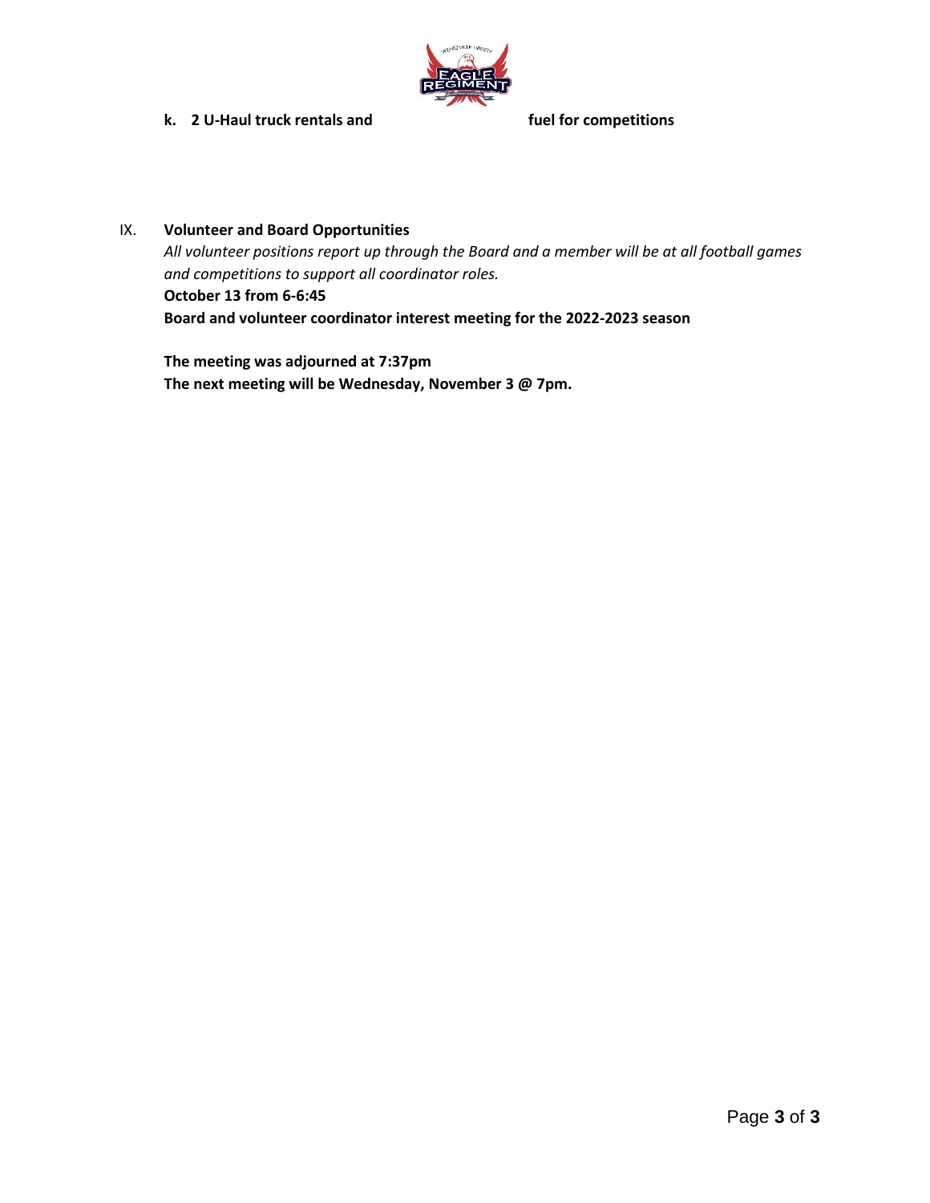**k. 2 U-Haul truck rentals and fuel for competitions**

IX. **Volunteer and Board Opportunities**

*All volunteer positions report up through the Board and a member will be at all football games and competitions to support all coordinator roles.*

**October 13 from 6-6:45**

**Board and volunteer coordinator interest meeting for the 2022-2023 season**

**The meeting was adjourned at 7:37pm**

**The next meeting will be Wednesday, November 3 @ 7pm.**